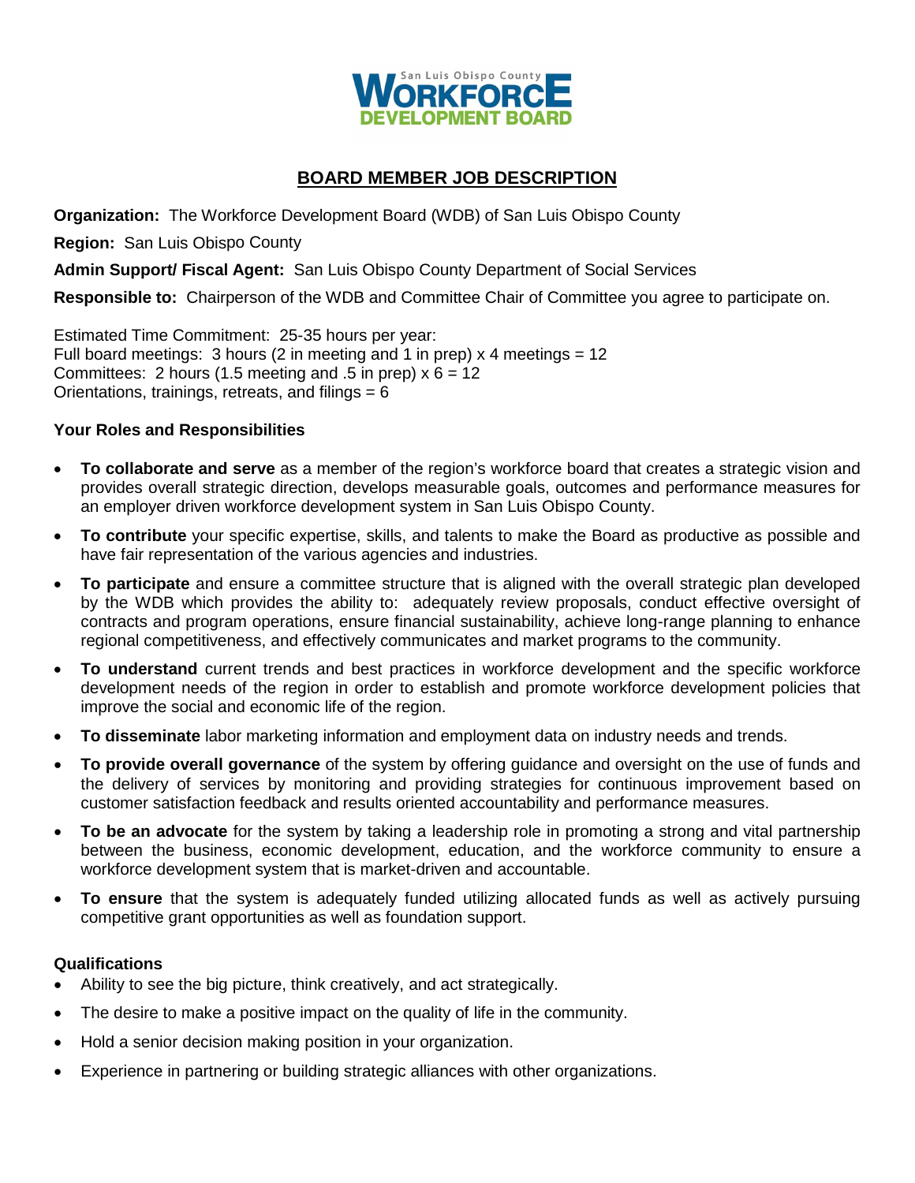San Luis Obispo County WORKFORCE DEVELOPMENT BOARD

# BOARD MEMBER JOB DESCRIPTION

**Organization:** The Workforce Development Board (WDB) of San Luis Obispo County

**Region:** San Luis Obispo County

**Admin Support/ Fiscal Agent:** San Luis Obispo County Department of Social Services

**Responsible to:** Chairperson of the WDB and Committee Chair of Committee you agree to participate on.

Estimated Time Commitment: 25-35 hours per year:
Full board meetings: 3 hours (2 in meeting and 1 in prep) x 4 meetings = 12
Committees: 2 hours (1.5 meeting and .5 in prep) x 6 = 12
Orientations, trainings, retreats, and filings = 6

### Your Roles and Responsibilities

- **To collaborate and serve** as a member of the region's workforce board that creates a strategic vision and provides overall strategic direction, develops measurable goals, outcomes and performance measures for an employer driven workforce development system in San Luis Obispo County.
- **To contribute** your specific expertise, skills, and talents to make the Board as productive as possible and have fair representation of the various agencies and industries.
- **To participate** and ensure a committee structure that is aligned with the overall strategic plan developed by the WDB which provides the ability to: adequately review proposals, conduct effective oversight of contracts and program operations, ensure financial sustainability, achieve long-range planning to enhance regional competitiveness, and effectively communicates and market programs to the community.
- **To understand** current trends and best practices in workforce development and the specific workforce development needs of the region in order to establish and promote workforce development policies that improve the social and economic life of the region.
- **To disseminate** labor marketing information and employment data on industry needs and trends.
- **To provide overall governance** of the system by offering guidance and oversight on the use of funds and the delivery of services by monitoring and providing strategies for continuous improvement based on customer satisfaction feedback and results oriented accountability and performance measures.
- **To be an advocate** for the system by taking a leadership role in promoting a strong and vital partnership between the business, economic development, education, and the workforce community to ensure a workforce development system that is market-driven and accountable.
- **To ensure** that the system is adequately funded utilizing allocated funds as well as actively pursuing competitive grant opportunities as well as foundation support.

### Qualifications

- Ability to see the big picture, think creatively, and act strategically.
- The desire to make a positive impact on the quality of life in the community.
- Hold a senior decision making position in your organization.
- Experience in partnering or building strategic alliances with other organizations.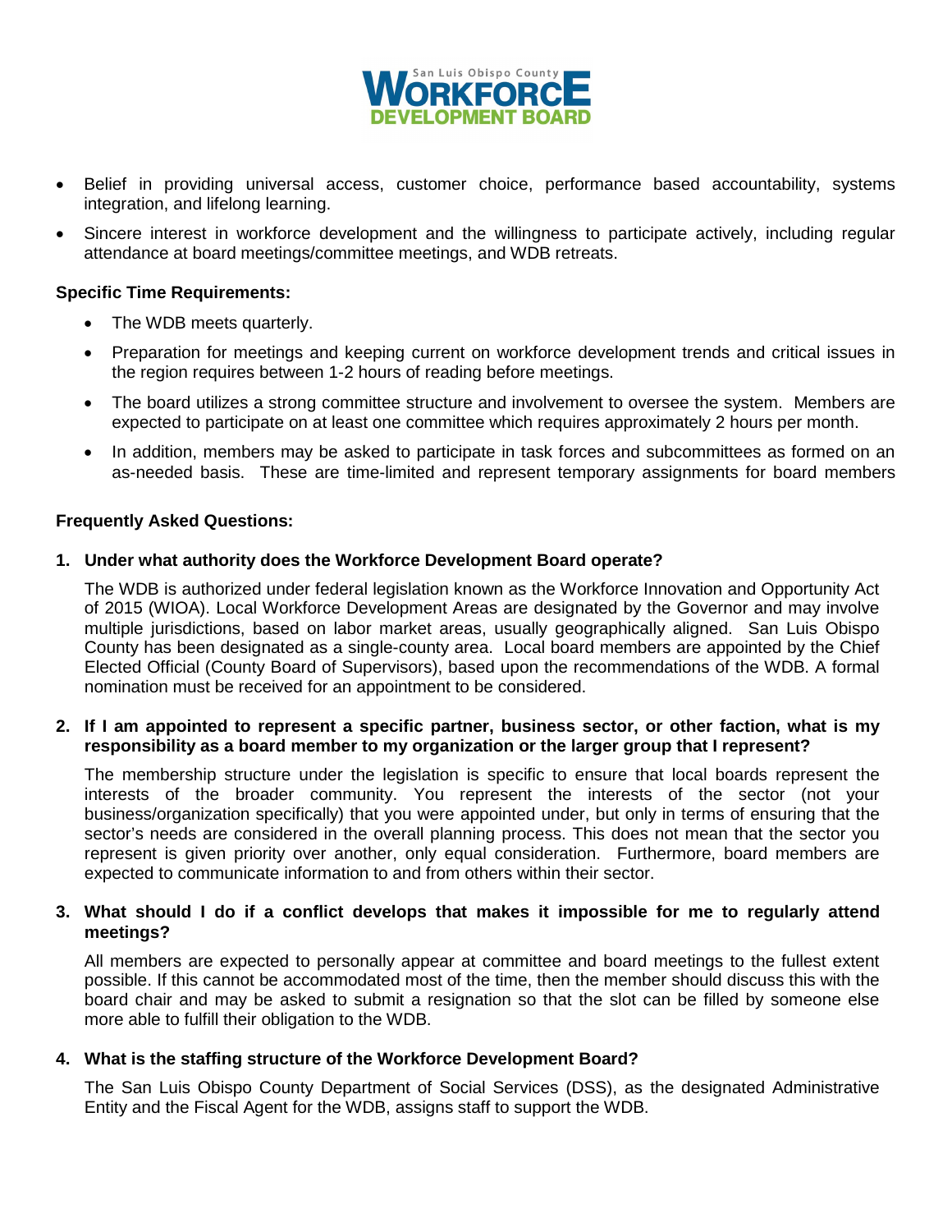- Belief in providing universal access, customer choice, performance based accountability, systems integration, and lifelong learning.
- Sincere interest in workforce development and the willingness to participate actively, including regular attendance at board meetings/committee meetings, and WDB retreats.

**Specific Time Requirements:**

- The WDB meets quarterly.
- Preparation for meetings and keeping current on workforce development trends and critical issues in the region requires between 1-2 hours of reading before meetings.
- The board utilizes a strong committee structure and involvement to oversee the system. Members are expected to participate on at least one committee which requires approximately 2 hours per month.
- In addition, members may be asked to participate in task forces and subcommittees as formed on an as-needed basis. These are time-limited and represent temporary assignments for board members

**Frequently Asked Questions:**

1. **Under what authority does the Workforce Development Board operate?**

   The WDB is authorized under federal legislation known as the Workforce Innovation and Opportunity Act of 2015 (WIOA). Local Workforce Development Areas are designated by the Governor and may involve multiple jurisdictions, based on labor market areas, usually geographically aligned. San Luis Obispo County has been designated as a single-county area. Local board members are appointed by the Chief Elected Official (County Board of Supervisors), based upon the recommendations of the WDB. A formal nomination must be received for an appointment to be considered.

2. **If I am appointed to represent a specific partner, business sector, or other faction, what is my responsibility as a board member to my organization or the larger group that I represent?**

   The membership structure under the legislation is specific to ensure that local boards represent the interests of the broader community. You represent the interests of the sector (not your business/organization specifically) that you were appointed under, but only in terms of ensuring that the sector's needs are considered in the overall planning process. This does not mean that the sector you represent is given priority over another, only equal consideration. Furthermore, board members are expected to communicate information to and from others within their sector.

3. **What should I do if a conflict develops that makes it impossible for me to regularly attend meetings?**

   All members are expected to personally appear at committee and board meetings to the fullest extent possible. If this cannot be accommodated most of the time, then the member should discuss this with the board chair and may be asked to submit a resignation so that the slot can be filled by someone else more able to fulfill their obligation to the WDB.

4. **What is the staffing structure of the Workforce Development Board?**

   The San Luis Obispo County Department of Social Services (DSS), as the designated Administrative Entity and the Fiscal Agent for the WDB, assigns staff to support the WDB.